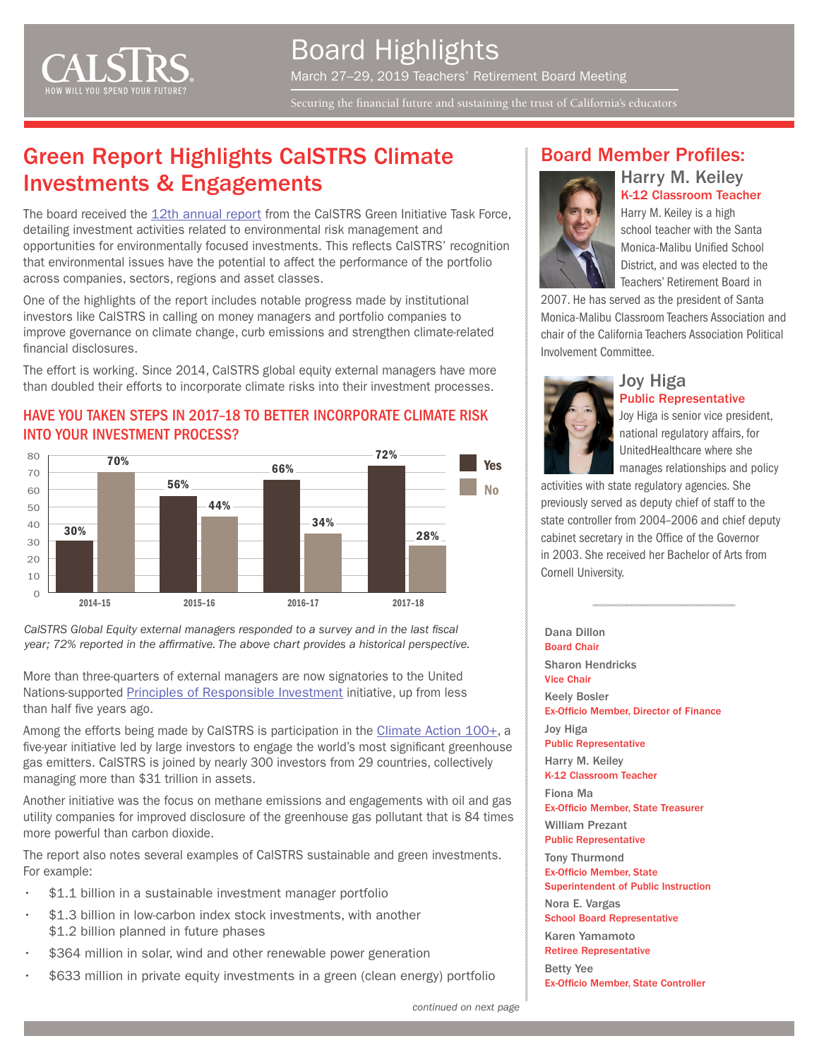# Board Highlights

March 27–29, 2019 Teachers' Retirement Board Meeting

Securing the financial future and sustaining the trust of California's educators

## Green Report Highlights CalSTRS Climate Investments & Engagements

The board received the 12th annual report from the CalSTRS Green Initiative Task Force, detailing investment activities related to environmental risk management and opportunities for environmentally focused investments. This reflects CalSTRS' recognition that environmental issues have the potential to affect the performance of the portfolio across companies, sectors, regions and asset classes.

One of the highlights of the report includes notable progress made by institutional investors like CalSTRS in calling on money managers and portfolio companies to improve governance on climate change, curb emissions and strengthen climate-related financial disclosures.

The effort is working. Since 2014, CalSTRS global equity external managers have more than doubled their efforts to incorporate climate risks into their investment processes.

### HAVE YOU TAKEN STEPS IN 2017–18 TO BETTER INCORPORATE CLIMATE RISK INTO YOUR INVESTMENT PROCESS?

| Year | Yes | No |
|---|---|---|
| 2014–15 | 30% | 70% |
| 2015–16 | 56% | 44% |
| 2016–17 | 66% | 34% |
| 2017–18 | 72% | 28% |

*CalSTRS Global Equity external managers responded to a survey and in the last fiscal year; 72% reported in the affirmative. The above chart provides a historical perspective.*

More than three-quarters of external managers are now signatories to the United Nations-supported Principles of Responsible Investment initiative, up from less than half five years ago.

Among the efforts being made by CalSTRS is participation in the Climate Action 100+, a five-year initiative led by large investors to engage the world's most significant greenhouse gas emitters. CalSTRS is joined by nearly 300 investors from 29 countries, collectively managing more than $31 trillion in assets.

Another initiative was the focus on methane emissions and engagements with oil and gas utility companies for improved disclosure of the greenhouse gas pollutant that is 84 times more powerful than carbon dioxide.

The report also notes several examples of CalSTRS sustainable and green investments. For example:

- $1.1 billion in a sustainable investment manager portfolio
- $1.3 billion in low-carbon index stock investments, with another $1.2 billion planned in future phases
- $364 million in solar, wind and other renewable power generation
- $633 million in private equity investments in a green (clean energy) portfolio

*continued on next page*

## Board Member Profiles:

### Harry M. Keiley

**K-12 Classroom Teacher**

Harry M. Keiley is a high school teacher with the Santa Monica-Malibu Unified School District, and was elected to the Teachers' Retirement Board in 2007. He has served as the president of Santa Monica-Malibu Classroom Teachers Association and chair of the California Teachers Association Political Involvement Committee.

### Joy Higa

**Public Representative**

Joy Higa is senior vice president, national regulatory affairs, for UnitedHealthcare where she manages relationships and policy activities with state regulatory agencies. She previously served as deputy chief of staff to the state controller from 2004–2006 and chief deputy cabinet secretary in the Office of the Governor in 2003. She received her Bachelor of Arts from Cornell University.

Dana Dillon
Board Chair

Sharon Hendricks
Vice Chair

Keely Bosler
Ex-Officio Member, Director of Finance

Joy Higa
Public Representative

Harry M. Keiley
K-12 Classroom Teacher

Fiona Ma
Ex-Officio Member, State Treasurer

William Prezant
Public Representative

Tony Thurmond
Ex-Officio Member, State Superintendent of Public Instruction

Nora E. Vargas
School Board Representative

Karen Yamamoto
Retiree Representative

Betty Yee
Ex-Officio Member, State Controller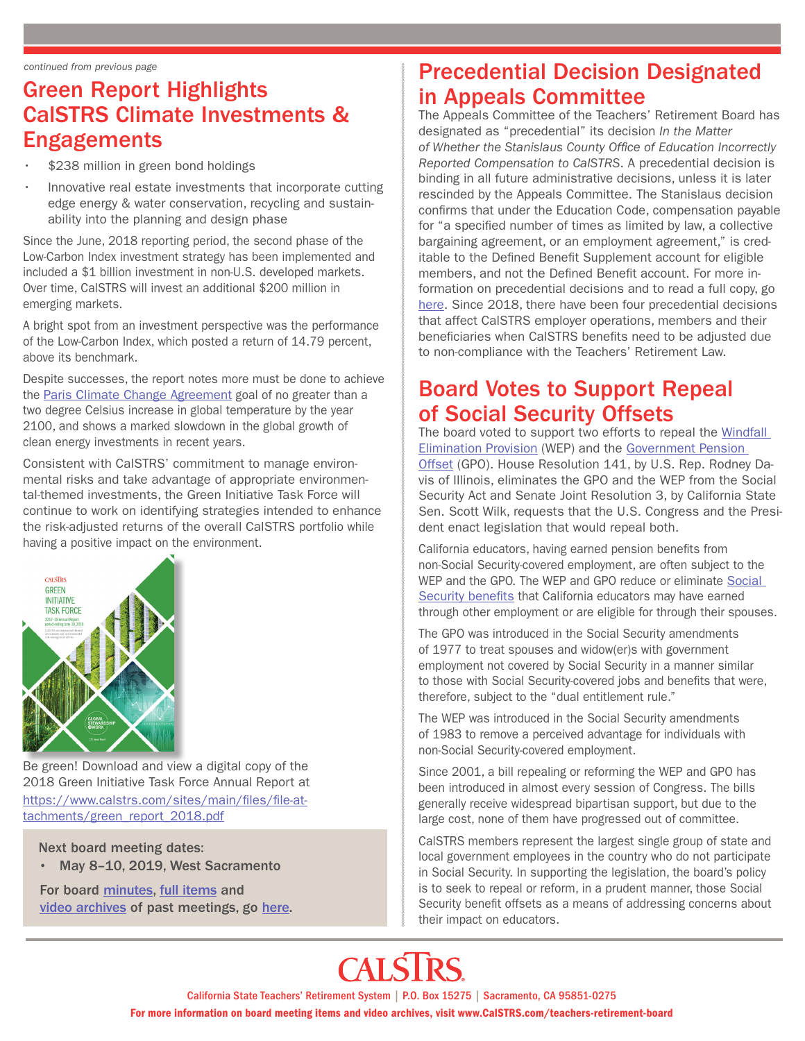*continued from previous page*

## Green Report Highlights CalSTRS Climate Investments & Engagements

- $238 million in green bond holdings
- Innovative real estate investments that incorporate cutting edge energy & water conservation, recycling and sustainability into the planning and design phase

Since the June, 2018 reporting period, the second phase of the Low-Carbon Index investment strategy has been implemented and included a $1 billion investment in non-U.S. developed markets. Over time, CalSTRS will invest an additional $200 million in emerging markets.

A bright spot from an investment perspective was the performance of the Low-Carbon Index, which posted a return of 14.79 percent, above its benchmark.

Despite successes, the report notes more must be done to achieve the Paris Climate Change Agreement goal of no greater than a two degree Celsius increase in global temperature by the year 2100, and shows a marked slowdown in the global growth of clean energy investments in recent years.

Consistent with CalSTRS' commitment to manage environmental risks and take advantage of appropriate environmental-themed investments, the Green Initiative Task Force will continue to work on identifying strategies intended to enhance the risk-adjusted returns of the overall CalSTRS portfolio while having a positive impact on the environment.

CalSTRS
GREEN INITIATIVE TASK FORCE
2017–18 Annual Report
period ending June 30, 2018

GLOBAL STEWARDSHIP @WORK

Be green! Download and view a digital copy of the 2018 Green Initiative Task Force Annual Report at https://www.calstrs.com/sites/main/files/file-attachments/green_report_2018.pdf

**Next board meeting dates:**

- **May 8–10, 2019, West Sacramento**

**For board minutes, full items and video archives of past meetings, go here.**

## Precedential Decision Designated in Appeals Committee

The Appeals Committee of the Teachers' Retirement Board has designated as "precedential" its decision *In the Matter of Whether the Stanislaus County Office of Education Incorrectly Reported Compensation to CalSTRS*. A precedential decision is binding in all future administrative decisions, unless it is later rescinded by the Appeals Committee. The Stanislaus decision confirms that under the Education Code, compensation payable for "a specified number of times as limited by law, a collective bargaining agreement, or an employment agreement," is creditable to the Defined Benefit Supplement account for eligible members, and not the Defined Benefit account. For more information on precedential decisions and to read a full copy, go here. Since 2018, there have been four precedential decisions that affect CalSTRS employer operations, members and their beneficiaries when CalSTRS benefits need to be adjusted due to non-compliance with the Teachers' Retirement Law.

## Board Votes to Support Repeal of Social Security Offsets

The board voted to support two efforts to repeal the Windfall Elimination Provision (WEP) and the Government Pension Offset (GPO). House Resolution 141, by U.S. Rep. Rodney Davis of Illinois, eliminates the GPO and the WEP from the Social Security Act and Senate Joint Resolution 3, by California State Sen. Scott Wilk, requests that the U.S. Congress and the President enact legislation that would repeal both.

California educators, having earned pension benefits from non-Social Security-covered employment, are often subject to the WEP and the GPO. The WEP and GPO reduce or eliminate Social Security benefits that California educators may have earned through other employment or are eligible for through their spouses.

The GPO was introduced in the Social Security amendments of 1977 to treat spouses and widow(er)s with government employment not covered by Social Security in a manner similar to those with Social Security-covered jobs and benefits that were, therefore, subject to the "dual entitlement rule."

The WEP was introduced in the Social Security amendments of 1983 to remove a perceived advantage for individuals with non-Social Security-covered employment.

Since 2001, a bill repealing or reforming the WEP and GPO has been introduced in almost every session of Congress. The bills generally receive widespread bipartisan support, but due to the large cost, none of them have progressed out of committee.

CalSTRS members represent the largest single group of state and local government employees in the country who do not participate in Social Security. In supporting the legislation, the board's policy is to seek to repeal or reform, in a prudent manner, those Social Security benefit offsets as a means of addressing concerns about their impact on educators.

CALSTRS

California State Teachers' Retirement System | P.O. Box 15275 | Sacramento, CA 95851-0275

**For more information on board meeting items and video archives, visit www.CalSTRS.com/teachers-retirement-board**